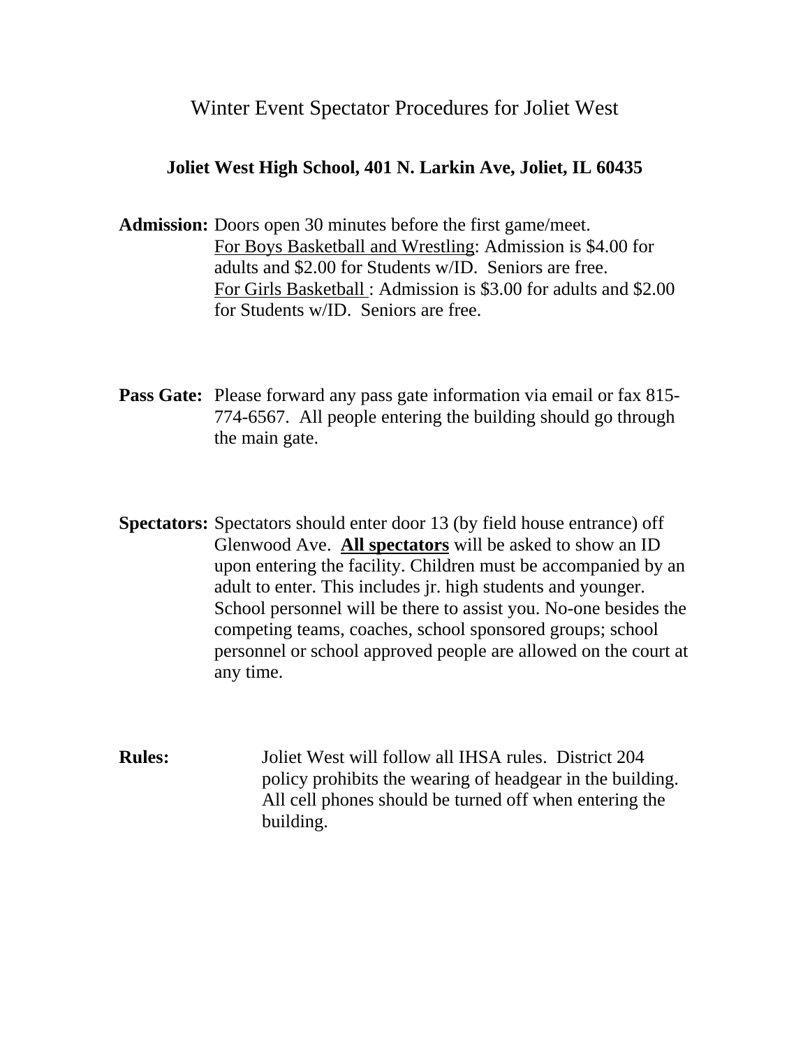# Winter Event Spectator Procedures for Joliet West

**Joliet West High School, 401 N. Larkin Ave, Joliet, IL 60435**

**Admission:** Doors open 30 minutes before the first game/meet.
For Boys Basketball and Wrestling: Admission is $4.00 for adults and $2.00 for Students w/ID. Seniors are free.
For Girls Basketball : Admission is $3.00 for adults and $2.00 for Students w/ID. Seniors are free.

**Pass Gate:** Please forward any pass gate information via email or fax 815-774-6567. All people entering the building should go through the main gate.

**Spectators:** Spectators should enter door 13 (by field house entrance) off Glenwood Ave. **All spectators** will be asked to show an ID upon entering the facility. Children must be accompanied by an adult to enter. This includes jr. high students and younger. School personnel will be there to assist you. No-one besides the competing teams, coaches, school sponsored groups; school personnel or school approved people are allowed on the court at any time.

**Rules:** Joliet West will follow all IHSA rules. District 204 policy prohibits the wearing of headgear in the building. All cell phones should be turned off when entering the building.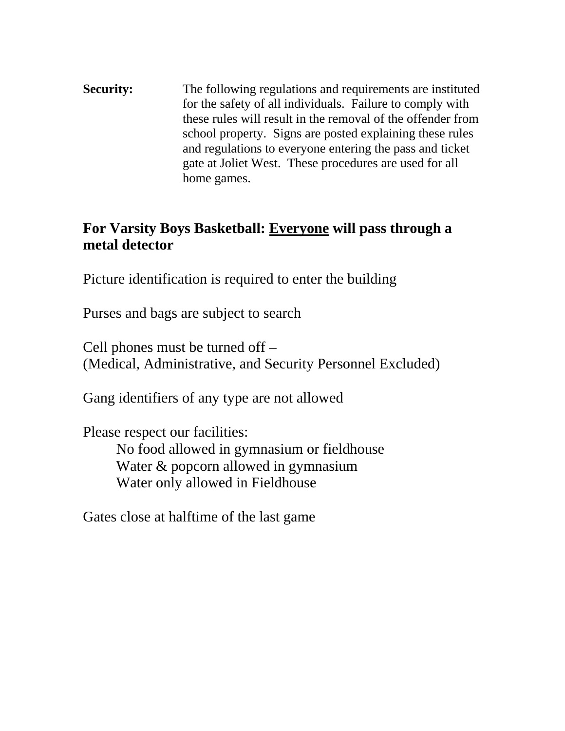**Security:** The following regulations and requirements are instituted for the safety of all individuals. Failure to comply with these rules will result in the removal of the offender from school property. Signs are posted explaining these rules and regulations to everyone entering the pass and ticket gate at Joliet West. These procedures are used for all home games.

**For Varsity Boys Basketball: <u>Everyone</u> will pass through a metal detector**

Picture identification is required to enter the building

Purses and bags are subject to search

Cell phones must be turned off –
(Medical, Administrative, and Security Personnel Excluded)

Gang identifiers of any type are not allowed

Please respect our facilities:

- No food allowed in gymnasium or fieldhouse
- Water & popcorn allowed in gymnasium
- Water only allowed in Fieldhouse

Gates close at halftime of the last game